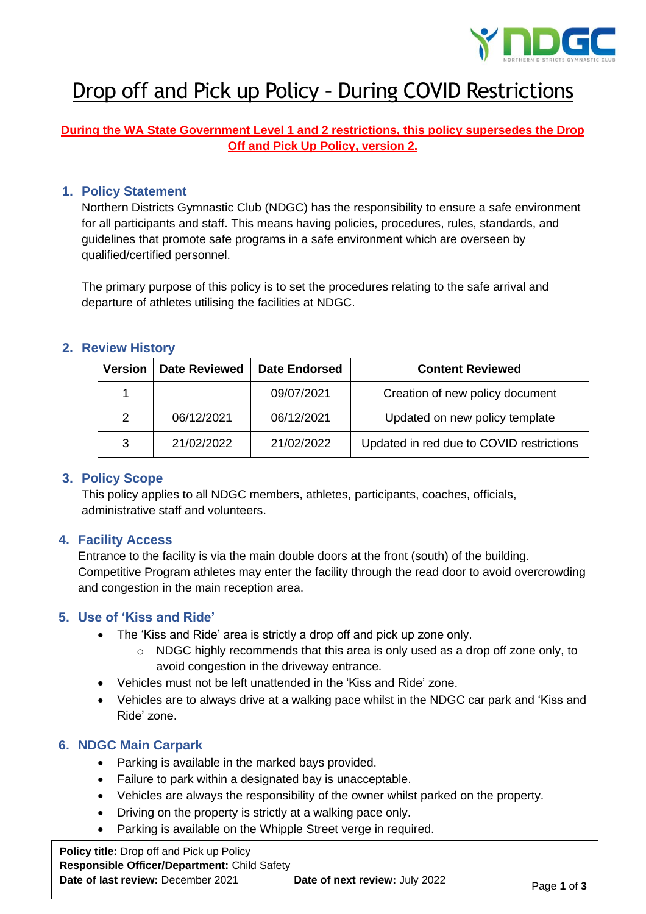# Drop off and Pick up Policy – During COVID Restrictions

**During the WA State Government Level 1 and 2 restrictions, this policy supersedes the Drop Off and Pick Up Policy, version 2.**

## 1. Policy Statement

Northern Districts Gymnastic Club (NDGC) has the responsibility to ensure a safe environment for all participants and staff. This means having policies, procedures, rules, standards, and guidelines that promote safe programs in a safe environment which are overseen by qualified/certified personnel.

The primary purpose of this policy is to set the procedures relating to the safe arrival and departure of athletes utilising the facilities at NDGC.

## 2. Review History

| Version | Date Reviewed | Date Endorsed | Content Reviewed |
|---|---|---|---|
| 1 | | 09/07/2021 | Creation of new policy document |
| 2 | 06/12/2021 | 06/12/2021 | Updated on new policy template |
| 3 | 21/02/2022 | 21/02/2022 | Updated in red due to COVID restrictions |

## 3. Policy Scope

This policy applies to all NDGC members, athletes, participants, coaches, officials, administrative staff and volunteers.

## 4. Facility Access

Entrance to the facility is via the main double doors at the front (south) of the building. Competitive Program athletes may enter the facility through the read door to avoid overcrowding and congestion in the main reception area.

## 5. Use of 'Kiss and Ride'

- The 'Kiss and Ride' area is strictly a drop off and pick up zone only.
  - NDGC highly recommends that this area is only used as a drop off zone only, to avoid congestion in the driveway entrance.
- Vehicles must not be left unattended in the 'Kiss and Ride' zone.
- Vehicles are to always drive at a walking pace whilst in the NDGC car park and 'Kiss and Ride' zone.

## 6. NDGC Main Carpark

- Parking is available in the marked bays provided.
- Failure to park within a designated bay is unacceptable.
- Vehicles are always the responsibility of the owner whilst parked on the property.
- Driving on the property is strictly at a walking pace only.
- Parking is available on the Whipple Street verge in required.

**Policy title:** Drop off and Pick up Policy
**Responsible Officer/Department:** Child Safety
**Date of last review:** December 2021 **Date of next review:** July 2022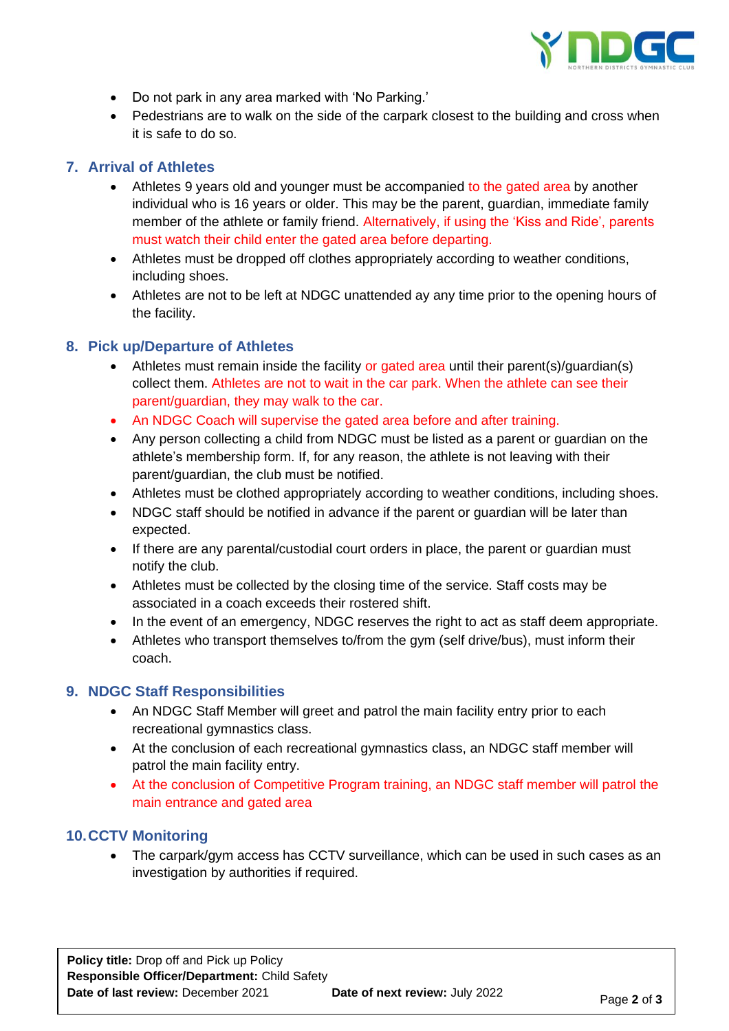- Do not park in any area marked with 'No Parking.'
- Pedestrians are to walk on the side of the carpark closest to the building and cross when it is safe to do so.

## 7. Arrival of Athletes

- Athletes 9 years old and younger must be accompanied to the gated area by another individual who is 16 years or older. This may be the parent, guardian, immediate family member of the athlete or family friend. Alternatively, if using the 'Kiss and Ride', parents must watch their child enter the gated area before departing.
- Athletes must be dropped off clothes appropriately according to weather conditions, including shoes.
- Athletes are not to be left at NDGC unattended ay any time prior to the opening hours of the facility.

## 8. Pick up/Departure of Athletes

- Athletes must remain inside the facility or gated area until their parent(s)/guardian(s) collect them. Athletes are not to wait in the car park. When the athlete can see their parent/guardian, they may walk to the car.
- An NDGC Coach will supervise the gated area before and after training.
- Any person collecting a child from NDGC must be listed as a parent or guardian on the athlete's membership form. If, for any reason, the athlete is not leaving with their parent/guardian, the club must be notified.
- Athletes must be clothed appropriately according to weather conditions, including shoes.
- NDGC staff should be notified in advance if the parent or guardian will be later than expected.
- If there are any parental/custodial court orders in place, the parent or guardian must notify the club.
- Athletes must be collected by the closing time of the service. Staff costs may be associated in a coach exceeds their rostered shift.
- In the event of an emergency, NDGC reserves the right to act as staff deem appropriate.
- Athletes who transport themselves to/from the gym (self drive/bus), must inform their coach.

## 9. NDGC Staff Responsibilities

- An NDGC Staff Member will greet and patrol the main facility entry prior to each recreational gymnastics class.
- At the conclusion of each recreational gymnastics class, an NDGC staff member will patrol the main facility entry.
- At the conclusion of Competitive Program training, an NDGC staff member will patrol the main entrance and gated area

## 10. CCTV Monitoring

- The carpark/gym access has CCTV surveillance, which can be used in such cases as an investigation by authorities if required.

**Policy title:** Drop off and Pick up Policy
**Responsible Officer/Department:** Child Safety
**Date of last review:** December 2021 **Date of next review:** July 2022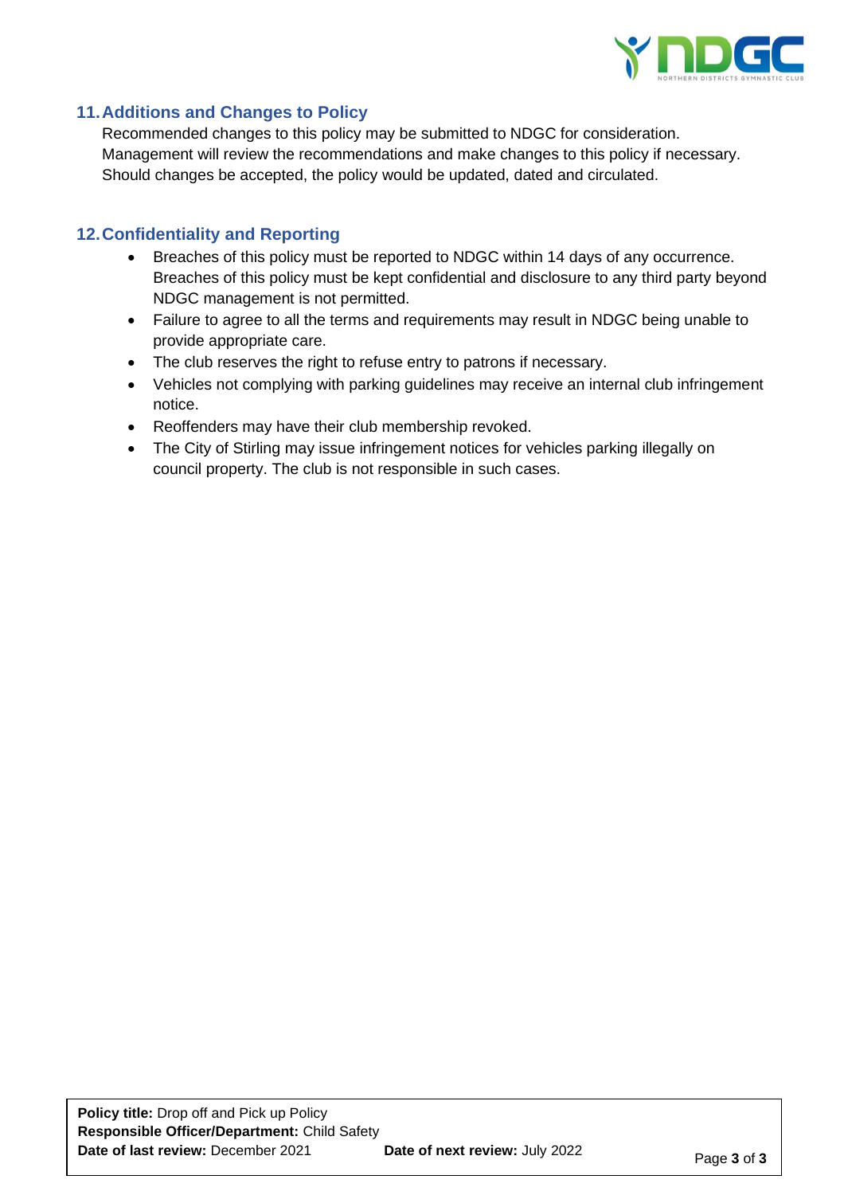## 11. Additions and Changes to Policy

Recommended changes to this policy may be submitted to NDGC for consideration. Management will review the recommendations and make changes to this policy if necessary. Should changes be accepted, the policy would be updated, dated and circulated.

## 12. Confidentiality and Reporting

- Breaches of this policy must be reported to NDGC within 14 days of any occurrence. Breaches of this policy must be kept confidential and disclosure to any third party beyond NDGC management is not permitted.
- Failure to agree to all the terms and requirements may result in NDGC being unable to provide appropriate care.
- The club reserves the right to refuse entry to patrons if necessary.
- Vehicles not complying with parking guidelines may receive an internal club infringement notice.
- Reoffenders may have their club membership revoked.
- The City of Stirling may issue infringement notices for vehicles parking illegally on council property. The club is not responsible in such cases.